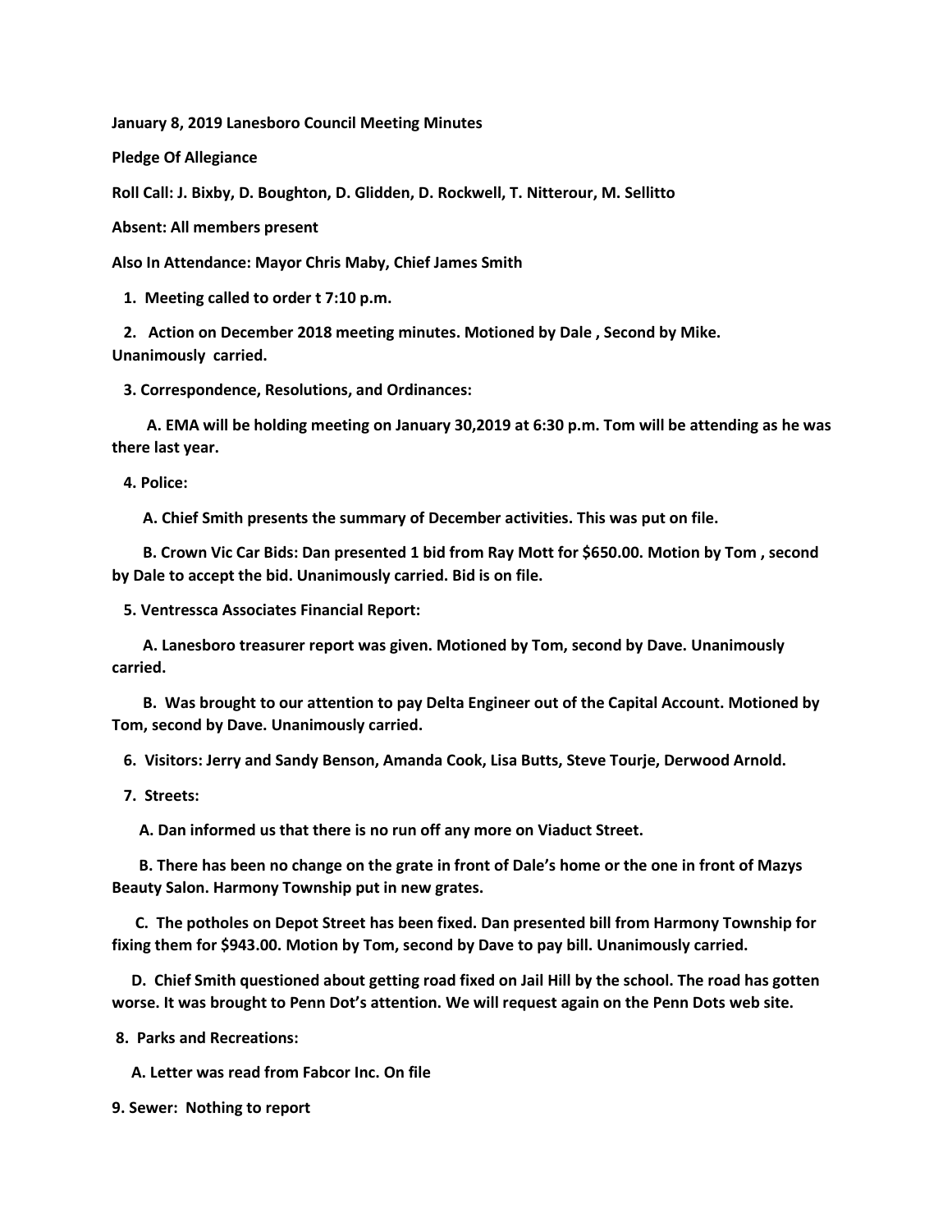**January 8, 2019 Lanesboro Council Meeting Minutes**

**Pledge Of Allegiance**

**Roll Call: J. Bixby, D. Boughton, D. Glidden, D. Rockwell, T. Nitterour, M. Sellitto**

**Absent: All members present**

**Also In Attendance: Mayor Chris Maby, Chief James Smith**

**1. Meeting called to order t 7:10 p.m.**

**2. Action on December 2018 meeting minutes. Motioned by Dale , Second by Mike. Unanimously carried.**

**3. Correspondence, Resolutions, and Ordinances:**

**A. EMA will be holding meeting on January 30,2019 at 6:30 p.m. Tom will be attending as he was there last year.**

**4. Police:**

**A. Chief Smith presents the summary of December activities. This was put on file.**

**B. Crown Vic Car Bids: Dan presented 1 bid from Ray Mott for $650.00. Motion by Tom , second by Dale to accept the bid. Unanimously carried. Bid is on file.**

**5. Ventressca Associates Financial Report:**

**A. Lanesboro treasurer report was given. Motioned by Tom, second by Dave. Unanimously carried.**

**B. Was brought to our attention to pay Delta Engineer out of the Capital Account. Motioned by Tom, second by Dave. Unanimously carried.**

**6. Visitors: Jerry and Sandy Benson, Amanda Cook, Lisa Butts, Steve Tourje, Derwood Arnold.**

**7. Streets:**

**A. Dan informed us that there is no run off any more on Viaduct Street.**

**B. There has been no change on the grate in front of Dale's home or the one in front of Mazys Beauty Salon. Harmony Township put in new grates.**

**C. The potholes on Depot Street has been fixed. Dan presented bill from Harmony Township for fixing them for $943.00. Motion by Tom, second by Dave to pay bill. Unanimously carried.**

**D. Chief Smith questioned about getting road fixed on Jail Hill by the school. The road has gotten worse. It was brought to Penn Dot's attention. We will request again on the Penn Dots web site.**

**8. Parks and Recreations:**

**A. Letter was read from Fabcor Inc. On file**

**9. Sewer: Nothing to report**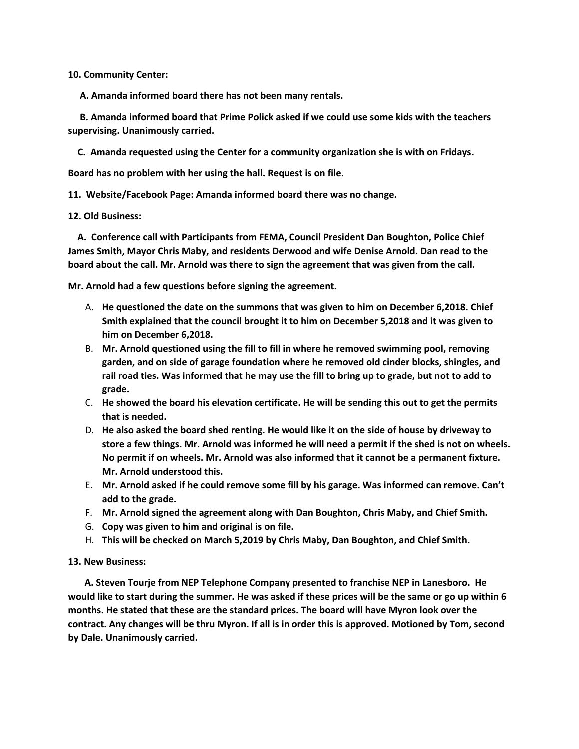**10. Community Center:**

**A. Amanda informed board there has not been many rentals.**

**B. Amanda informed board that Prime Polick asked if we could use some kids with the teachers supervising. Unanimously carried.**

**C. Amanda requested using the Center for a community organization she is with on Fridays.**

**Board has no problem with her using the hall. Request is on file.**

**11. Website/Facebook Page: Amanda informed board there was no change.**

**12. Old Business:**

**A. Conference call with Participants from FEMA, Council President Dan Boughton, Police Chief James Smith, Mayor Chris Maby, and residents Derwood and wife Denise Arnold. Dan read to the board about the call. Mr. Arnold was there to sign the agreement that was given from the call.**

**Mr. Arnold had a few questions before signing the agreement.**

A. **He questioned the date on the summons that was given to him on December 6,2018. Chief Smith explained that the council brought it to him on December 5,2018 and it was given to him on December 6,2018.**
B. **Mr. Arnold questioned using the fill to fill in where he removed swimming pool, removing garden, and on side of garage foundation where he removed old cinder blocks, shingles, and rail road ties. Was informed that he may use the fill to bring up to grade, but not to add to grade.**
C. **He showed the board his elevation certificate. He will be sending this out to get the permits that is needed.**
D. **He also asked the board shed renting. He would like it on the side of house by driveway to store a few things. Mr. Arnold was informed he will need a permit if the shed is not on wheels. No permit if on wheels. Mr. Arnold was also informed that it cannot be a permanent fixture. Mr. Arnold understood this.**
E. **Mr. Arnold asked if he could remove some fill by his garage. Was informed can remove. Can't add to the grade.**
F. **Mr. Arnold signed the agreement along with Dan Boughton, Chris Maby, and Chief Smith.**
G. **Copy was given to him and original is on file.**
H. **This will be checked on March 5,2019 by Chris Maby, Dan Boughton, and Chief Smith.**

**13. New Business:**

**A. Steven Tourje from NEP Telephone Company presented to franchise NEP in Lanesboro. He would like to start during the summer. He was asked if these prices will be the same or go up within 6 months. He stated that these are the standard prices. The board will have Myron look over the contract. Any changes will be thru Myron. If all is in order this is approved. Motioned by Tom, second by Dale. Unanimously carried.**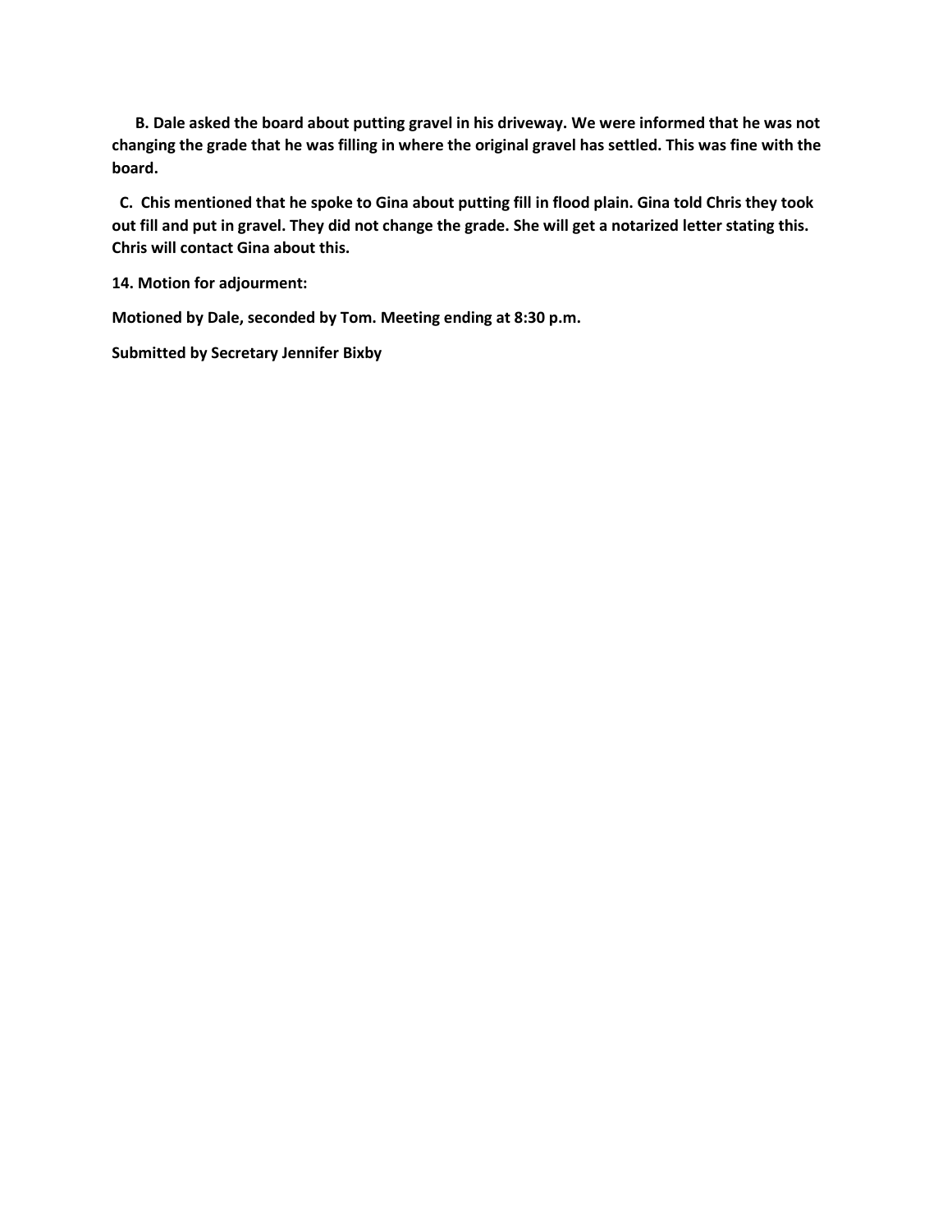**B. Dale asked the board about putting gravel in his driveway. We were informed that he was not changing the grade that he was filling in where the original gravel has settled. This was fine with the board.**

**C. Chis mentioned that he spoke to Gina about putting fill in flood plain. Gina told Chris they took out fill and put in gravel. They did not change the grade. She will get a notarized letter stating this. Chris will contact Gina about this.**

**14. Motion for adjourment:**

**Motioned by Dale, seconded by Tom. Meeting ending at 8:30 p.m.**

**Submitted by Secretary Jennifer Bixby**